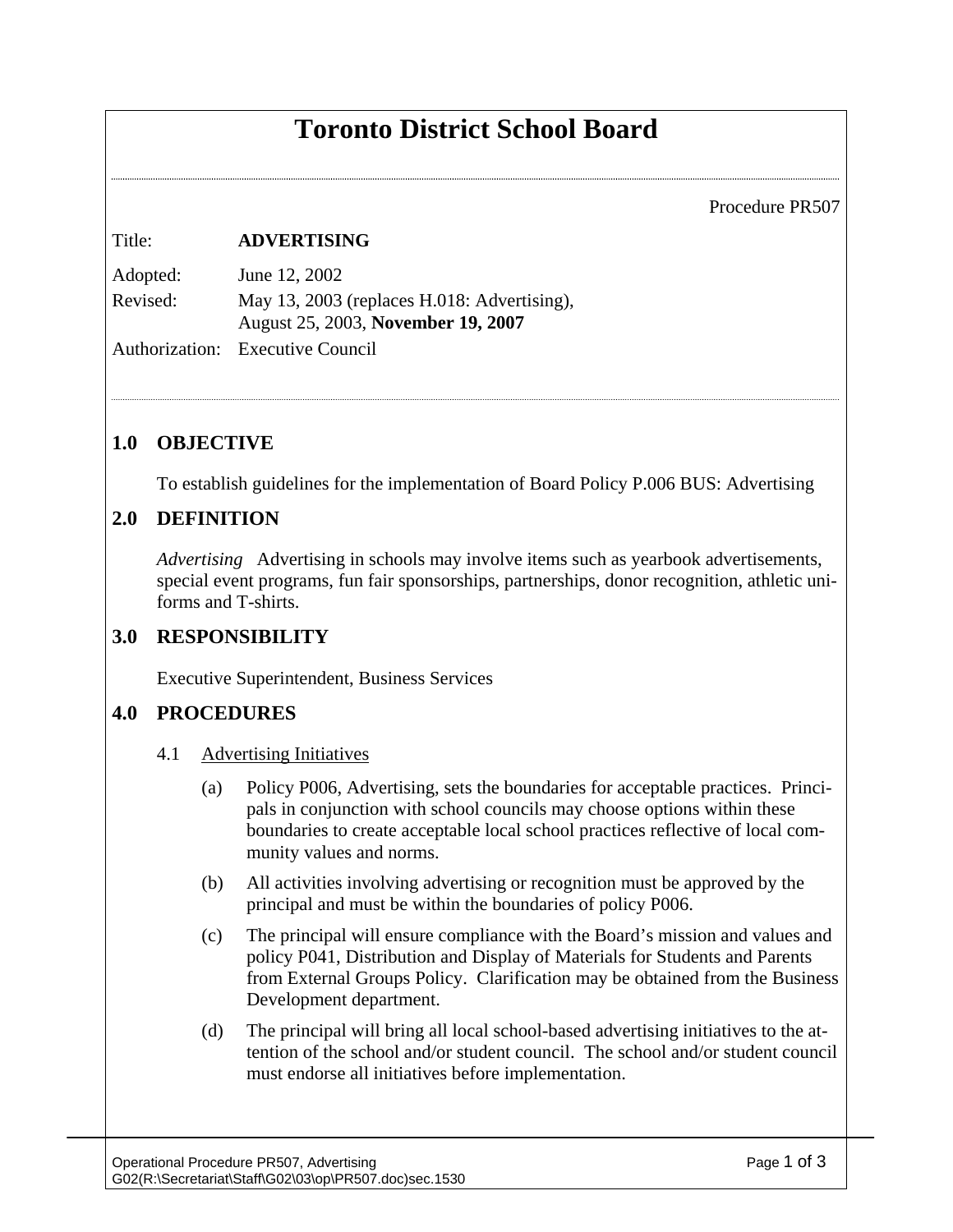# Toronto District School Board

Procedure PR507

| | |
|---|---|
| Title: | **ADVERTISING** |
| Adopted: | June 12, 2002 |
| Revised: | May 13, 2003 (replaces H.018: Advertising), August 25, 2003, **November 19, 2007** |
| Authorization: | Executive Council |

## 1.0 OBJECTIVE

To establish guidelines for the implementation of Board Policy P.006 BUS: Advertising

## 2.0 DEFINITION

*Advertising* Advertising in schools may involve items such as yearbook advertisements, special event programs, fun fair sponsorships, partnerships, donor recognition, athletic uniforms and T-shirts.

## 3.0 RESPONSIBILITY

Executive Superintendent, Business Services

## 4.0 PROCEDURES

### 4.1 Advertising Initiatives

(a) Policy P006, Advertising, sets the boundaries for acceptable practices. Principals in conjunction with school councils may choose options within these boundaries to create acceptable local school practices reflective of local community values and norms.

(b) All activities involving advertising or recognition must be approved by the principal and must be within the boundaries of policy P006.

(c) The principal will ensure compliance with the Board's mission and values and policy P041, Distribution and Display of Materials for Students and Parents from External Groups Policy. Clarification may be obtained from the Business Development department.

(d) The principal will bring all local school-based advertising initiatives to the attention of the school and/or student council. The school and/or student council must endorse all initiatives before implementation.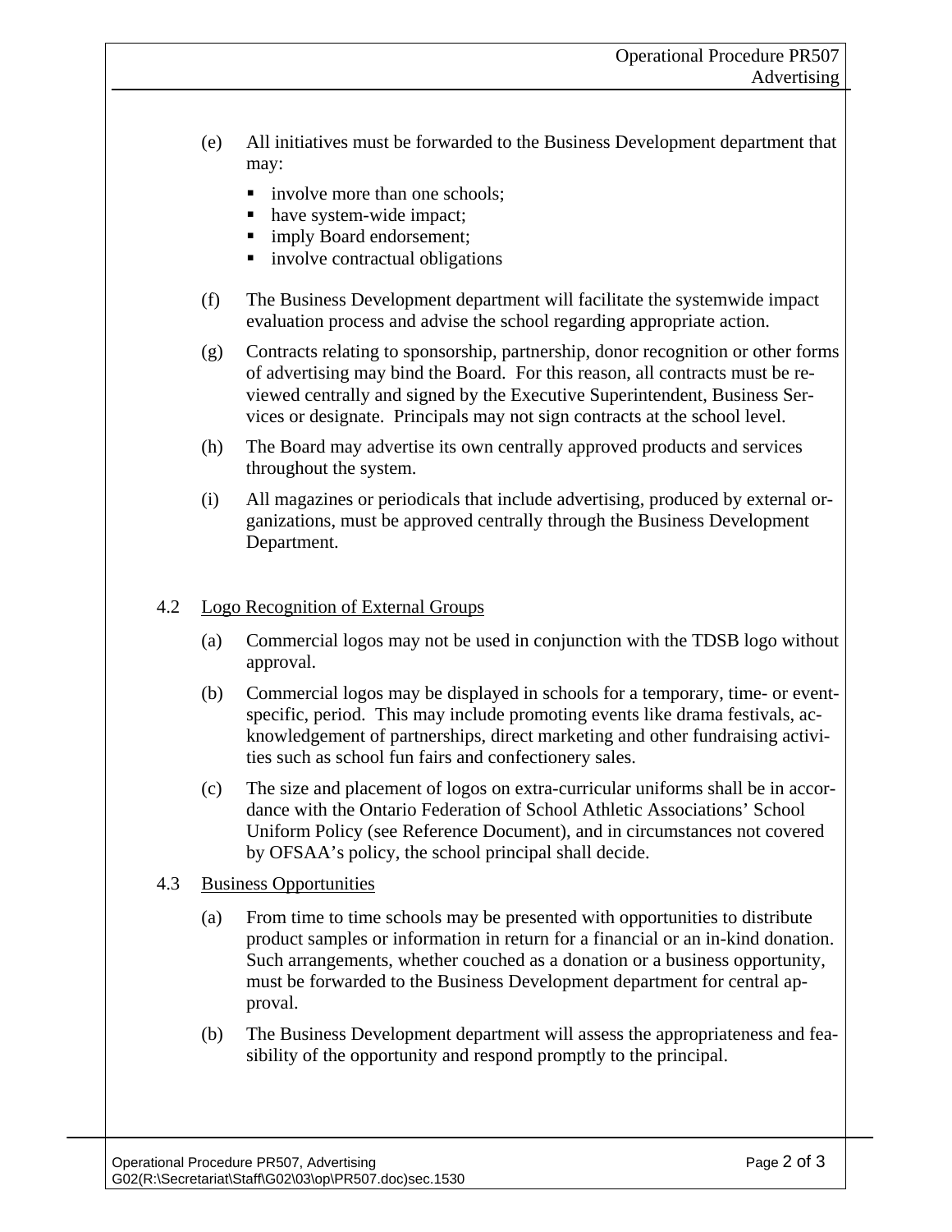(e) All initiatives must be forwarded to the Business Development department that may:

- involve more than one schools;
- have system-wide impact;
- imply Board endorsement;
- involve contractual obligations

(f) The Business Development department will facilitate the systemwide impact evaluation process and advise the school regarding appropriate action.

(g) Contracts relating to sponsorship, partnership, donor recognition or other forms of advertising may bind the Board. For this reason, all contracts must be reviewed centrally and signed by the Executive Superintendent, Business Services or designate. Principals may not sign contracts at the school level.

(h) The Board may advertise its own centrally approved products and services throughout the system.

(i) All magazines or periodicals that include advertising, produced by external organizations, must be approved centrally through the Business Development Department.

### 4.2 Logo Recognition of External Groups

(a) Commercial logos may not be used in conjunction with the TDSB logo without approval.

(b) Commercial logos may be displayed in schools for a temporary, time- or event-specific, period. This may include promoting events like drama festivals, acknowledgement of partnerships, direct marketing and other fundraising activities such as school fun fairs and confectionery sales.

(c) The size and placement of logos on extra-curricular uniforms shall be in accordance with the Ontario Federation of School Athletic Associations' School Uniform Policy (see Reference Document), and in circumstances not covered by OFSAA's policy, the school principal shall decide.

### 4.3 Business Opportunities

(a) From time to time schools may be presented with opportunities to distribute product samples or information in return for a financial or an in-kind donation. Such arrangements, whether couched as a donation or a business opportunity, must be forwarded to the Business Development department for central approval.

(b) The Business Development department will assess the appropriateness and feasibility of the opportunity and respond promptly to the principal.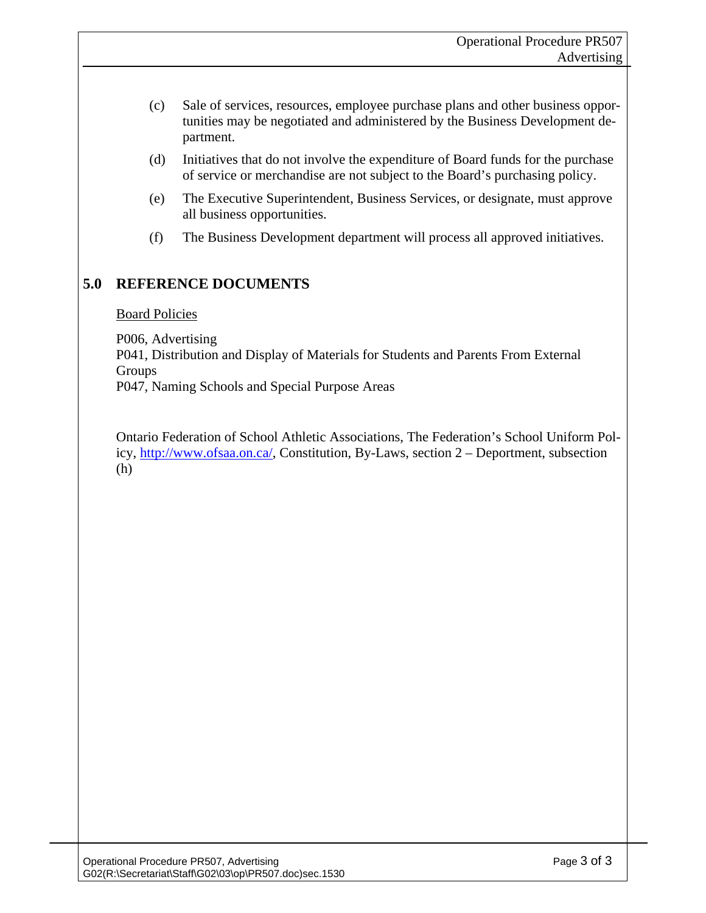(c) Sale of services, resources, employee purchase plans and other business opportunities may be negotiated and administered by the Business Development department.

(d) Initiatives that do not involve the expenditure of Board funds for the purchase of service or merchandise are not subject to the Board's purchasing policy.

(e) The Executive Superintendent, Business Services, or designate, must approve all business opportunities.

(f) The Business Development department will process all approved initiatives.

## 5.0 REFERENCE DOCUMENTS

Board Policies

P006, Advertising
P041, Distribution and Display of Materials for Students and Parents From External Groups
P047, Naming Schools and Special Purpose Areas

Ontario Federation of School Athletic Associations, The Federation's School Uniform Policy, http://www.ofsaa.on.ca/, Constitution, By-Laws, section 2 – Deportment, subsection (h)